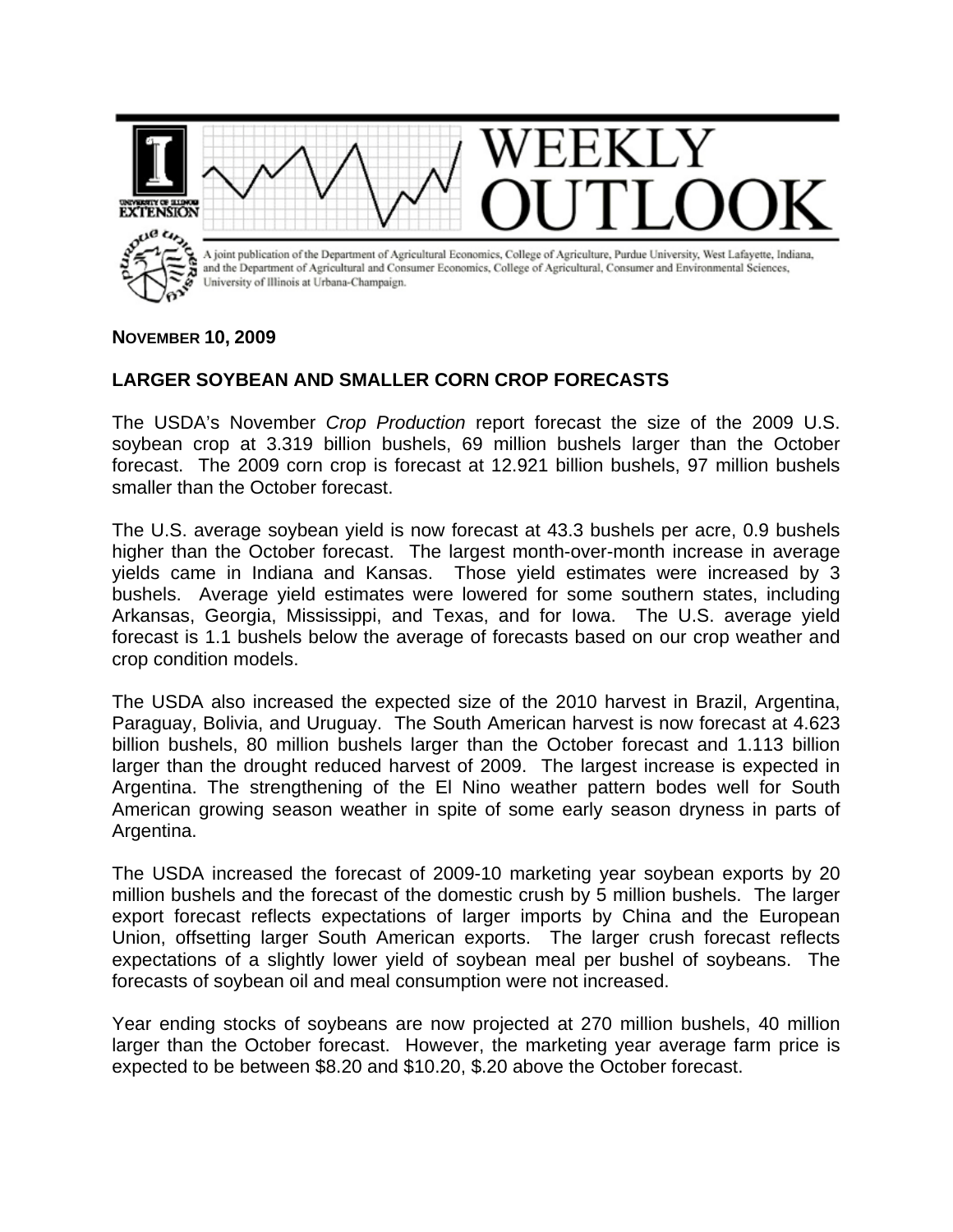# WEEKLY OUTLOOK

A joint publication of the Department of Agricultural Economics, College of Agriculture, Purdue University, West Lafayette, Indiana, and the Department of Agricultural and Consumer Economics, College of Agricultural, Consumer and Environmental Sciences, University of Illinois at Urbana-Champaign.

**NOVEMBER 10, 2009**

## LARGER SOYBEAN AND SMALLER CORN CROP FORECASTS

The USDA's November *Crop Production* report forecast the size of the 2009 U.S. soybean crop at 3.319 billion bushels, 69 million bushels larger than the October forecast. The 2009 corn crop is forecast at 12.921 billion bushels, 97 million bushels smaller than the October forecast.

The U.S. average soybean yield is now forecast at 43.3 bushels per acre, 0.9 bushels higher than the October forecast. The largest month-over-month increase in average yields came in Indiana and Kansas. Those yield estimates were increased by 3 bushels. Average yield estimates were lowered for some southern states, including Arkansas, Georgia, Mississippi, and Texas, and for Iowa. The U.S. average yield forecast is 1.1 bushels below the average of forecasts based on our crop weather and crop condition models.

The USDA also increased the expected size of the 2010 harvest in Brazil, Argentina, Paraguay, Bolivia, and Uruguay. The South American harvest is now forecast at 4.623 billion bushels, 80 million bushels larger than the October forecast and 1.113 billion larger than the drought reduced harvest of 2009. The largest increase is expected in Argentina. The strengthening of the El Nino weather pattern bodes well for South American growing season weather in spite of some early season dryness in parts of Argentina.

The USDA increased the forecast of 2009-10 marketing year soybean exports by 20 million bushels and the forecast of the domestic crush by 5 million bushels. The larger export forecast reflects expectations of larger imports by China and the European Union, offsetting larger South American exports. The larger crush forecast reflects expectations of a slightly lower yield of soybean meal per bushel of soybeans. The forecasts of soybean oil and meal consumption were not increased.

Year ending stocks of soybeans are now projected at 270 million bushels, 40 million larger than the October forecast. However, the marketing year average farm price is expected to be between $8.20 and $10.20, $.20 above the October forecast.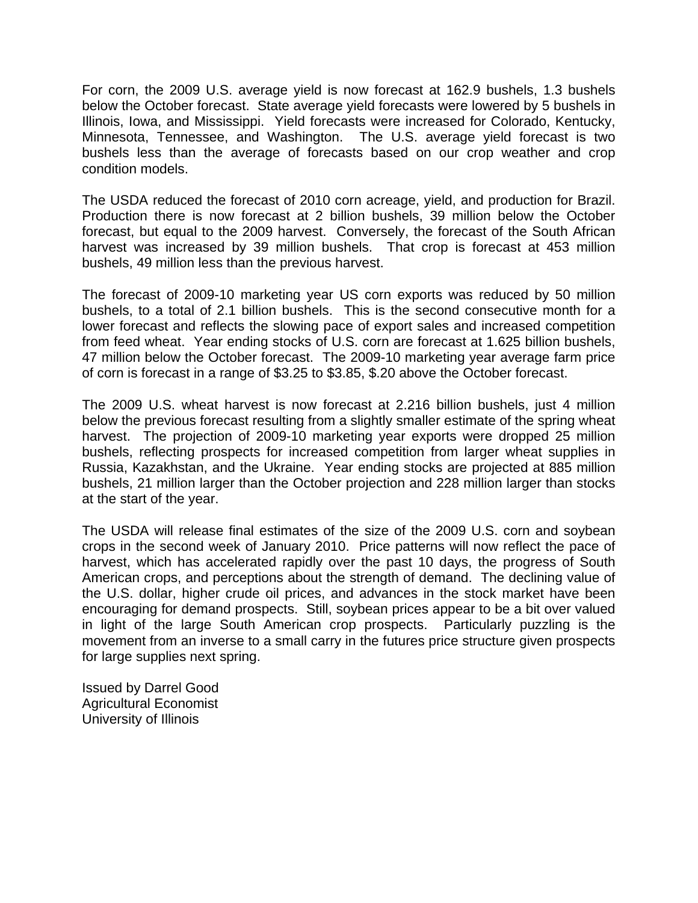For corn, the 2009 U.S. average yield is now forecast at 162.9 bushels, 1.3 bushels below the October forecast. State average yield forecasts were lowered by 5 bushels in Illinois, Iowa, and Mississippi. Yield forecasts were increased for Colorado, Kentucky, Minnesota, Tennessee, and Washington. The U.S. average yield forecast is two bushels less than the average of forecasts based on our crop weather and crop condition models.

The USDA reduced the forecast of 2010 corn acreage, yield, and production for Brazil. Production there is now forecast at 2 billion bushels, 39 million below the October forecast, but equal to the 2009 harvest. Conversely, the forecast of the South African harvest was increased by 39 million bushels. That crop is forecast at 453 million bushels, 49 million less than the previous harvest.

The forecast of 2009-10 marketing year US corn exports was reduced by 50 million bushels, to a total of 2.1 billion bushels. This is the second consecutive month for a lower forecast and reflects the slowing pace of export sales and increased competition from feed wheat. Year ending stocks of U.S. corn are forecast at 1.625 billion bushels, 47 million below the October forecast. The 2009-10 marketing year average farm price of corn is forecast in a range of $3.25 to $3.85, $.20 above the October forecast.

The 2009 U.S. wheat harvest is now forecast at 2.216 billion bushels, just 4 million below the previous forecast resulting from a slightly smaller estimate of the spring wheat harvest. The projection of 2009-10 marketing year exports were dropped 25 million bushels, reflecting prospects for increased competition from larger wheat supplies in Russia, Kazakhstan, and the Ukraine. Year ending stocks are projected at 885 million bushels, 21 million larger than the October projection and 228 million larger than stocks at the start of the year.

The USDA will release final estimates of the size of the 2009 U.S. corn and soybean crops in the second week of January 2010. Price patterns will now reflect the pace of harvest, which has accelerated rapidly over the past 10 days, the progress of South American crops, and perceptions about the strength of demand. The declining value of the U.S. dollar, higher crude oil prices, and advances in the stock market have been encouraging for demand prospects. Still, soybean prices appear to be a bit over valued in light of the large South American crop prospects. Particularly puzzling is the movement from an inverse to a small carry in the futures price structure given prospects for large supplies next spring.

Issued by Darrel Good
Agricultural Economist
University of Illinois